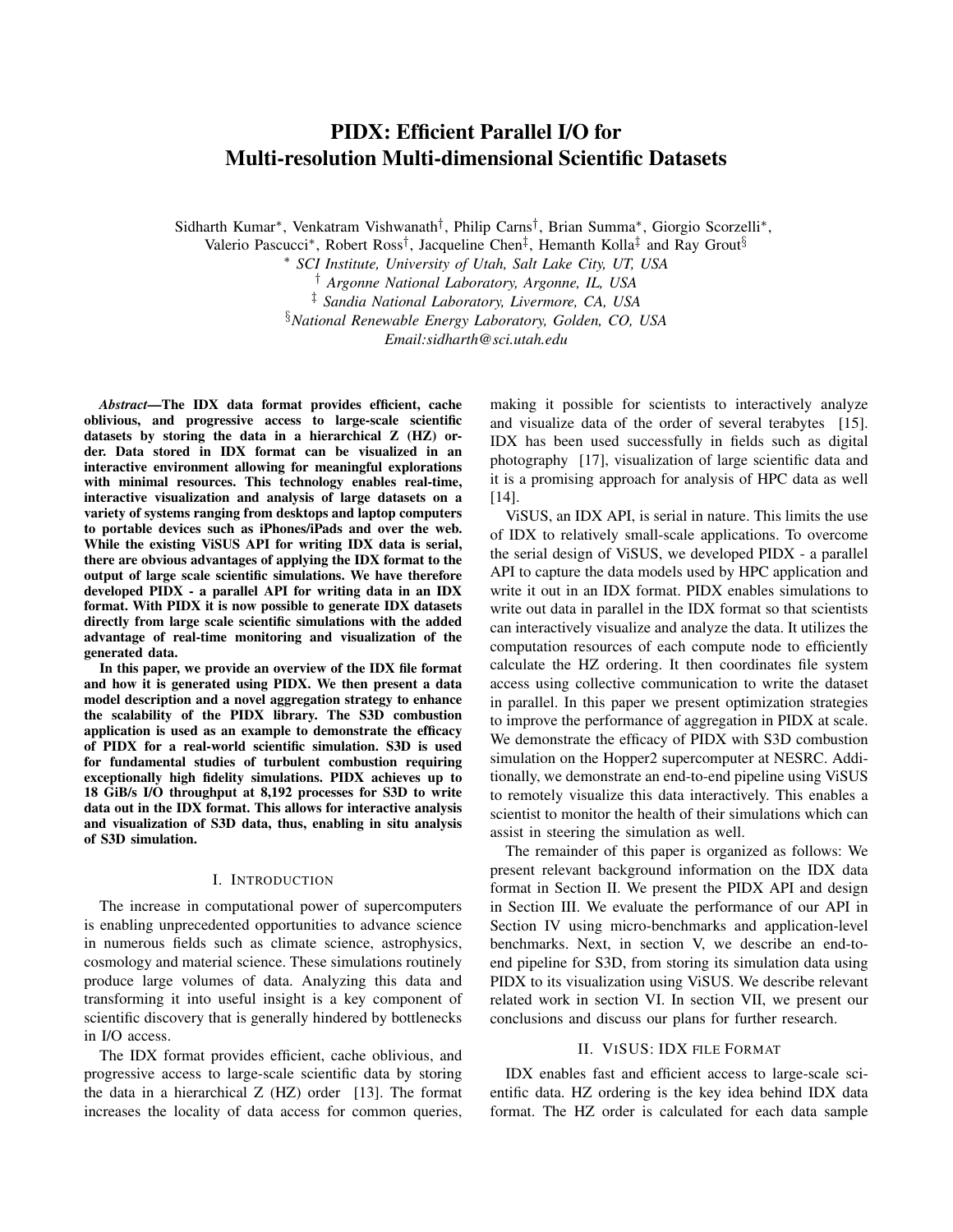# PIDX: Efficient Parallel I/O for Multi-resolution Multi-dimensional Scientific Datasets

Sidharth Kumar[*], Venkatram Vishwanath[†], Philip Carns[†], Brian Summa[*], Giorgio Scorzelli[*], Valerio Pascucci[*], Robert Ross[†], Jacqueline Chen[‡], Hemanth Kolla[‡] and Ray Grout[§]

[*] *SCI Institute, University of Utah, Salt Lake City, UT, USA*

[†] *Argonne National Laboratory, Argonne, IL, USA*

[‡] *Sandia National Laboratory, Livermore, CA, USA*

[§] *National Renewable Energy Laboratory, Golden, CO, USA*

*Email:sidharth@sci.utah.edu*

***Abstract*—The IDX data format provides efficient, cache oblivious, and progressive access to large-scale scientific datasets by storing the data in a hierarchical Z (HZ) order. Data stored in IDX format can be visualized in an interactive environment allowing for meaningful explorations with minimal resources. This technology enables real-time, interactive visualization and analysis of large datasets on a variety of systems ranging from desktops and laptop computers to portable devices such as iPhones/iPads and over the web. While the existing ViSUS API for writing IDX data is serial, there are obvious advantages of applying the IDX format to the output of large scale scientific simulations. We have therefore developed PIDX - a parallel API for writing data in an IDX format. With PIDX it is now possible to generate IDX datasets directly from large scale scientific simulations with the added advantage of real-time monitoring and visualization of the generated data.**

**In this paper, we provide an overview of the IDX file format and how it is generated using PIDX. We then present a data model description and a novel aggregation strategy to enhance the scalability of the PIDX library. The S3D combustion application is used as an example to demonstrate the efficacy of PIDX for a real-world scientific simulation. S3D is used for fundamental studies of turbulent combustion requiring exceptionally high fidelity simulations. PIDX achieves up to 18 GiB/s I/O throughput at 8,192 processes for S3D to write data out in the IDX format. This allows for interactive analysis and visualization of S3D data, thus, enabling in situ analysis of S3D simulation.**

## I. Introduction

The increase in computational power of supercomputers is enabling unprecedented opportunities to advance science in numerous fields such as climate science, astrophysics, cosmology and material science. These simulations routinely produce large volumes of data. Analyzing this data and transforming it into useful insight is a key component of scientific discovery that is generally hindered by bottlenecks in I/O access.

The IDX format provides efficient, cache oblivious, and progressive access to large-scale scientific data by storing the data in a hierarchical Z (HZ) order [13]. The format increases the locality of data access for common queries, making it possible for scientists to interactively analyze and visualize data of the order of several terabytes [15]. IDX has been used successfully in fields such as digital photography [17], visualization of large scientific data and it is a promising approach for analysis of HPC data as well [14].

ViSUS, an IDX API, is serial in nature. This limits the use of IDX to relatively small-scale applications. To overcome the serial design of ViSUS, we developed PIDX - a parallel API to capture the data models used by HPC application and write it out in an IDX format. PIDX enables simulations to write out data in parallel in the IDX format so that scientists can interactively visualize and analyze the data. It utilizes the computation resources of each compute node to efficiently calculate the HZ ordering. It then coordinates file system access using collective communication to write the dataset in parallel. In this paper we present optimization strategies to improve the performance of aggregation in PIDX at scale. We demonstrate the efficacy of PIDX with S3D combustion simulation on the Hopper2 supercomputer at NESRC. Additionally, we demonstrate an end-to-end pipeline using ViSUS to remotely visualize this data interactively. This enables a scientist to monitor the health of their simulations which can assist in steering the simulation as well.

The remainder of this paper is organized as follows: We present relevant background information on the IDX data format in Section II. We present the PIDX API and design in Section III. We evaluate the performance of our API in Section IV using micro-benchmarks and application-level benchmarks. Next, in section V, we describe an end-to-end pipeline for S3D, from storing its simulation data using PIDX to its visualization using ViSUS. We describe relevant related work in section VI. In section VII, we present our conclusions and discuss our plans for further research.

## II. ViSUS: IDX file Format

IDX enables fast and efficient access to large-scale scientific data. HZ ordering is the key idea behind IDX data format. The HZ order is calculated for each data sample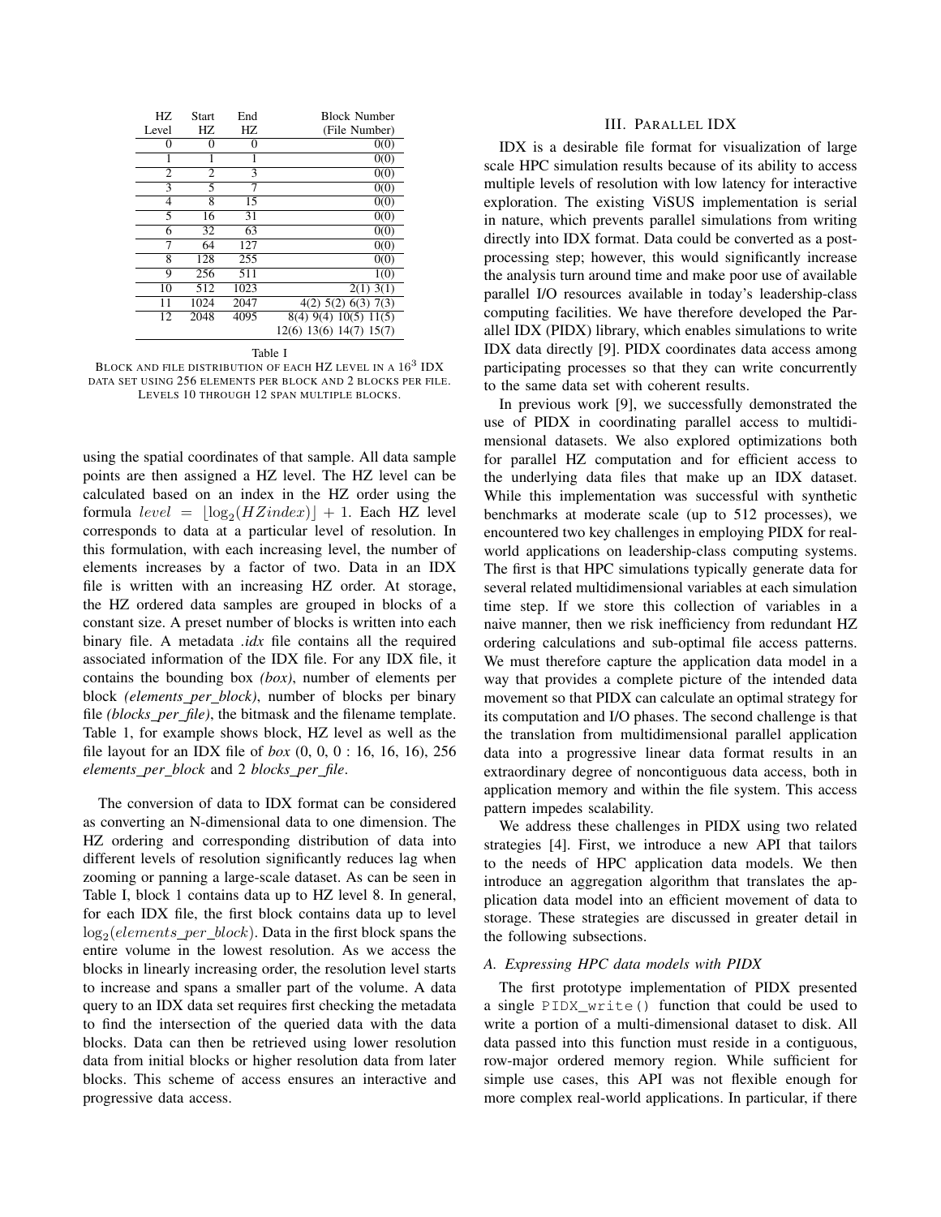| HZ Level | Start HZ | End HZ | Block Number (File Number) |
|---|---|---|---|
| 0 | 0 | 0 | 0(0) |
| 1 | 1 | 1 | 0(0) |
| 2 | 2 | 3 | 0(0) |
| 3 | 5 | 7 | 0(0) |
| 4 | 8 | 15 | 0(0) |
| 5 | 16 | 31 | 0(0) |
| 6 | 32 | 63 | 0(0) |
| 7 | 64 | 127 | 0(0) |
| 8 | 128 | 255 | 0(0) |
| 9 | 256 | 511 | 1(0) |
| 10 | 512 | 1023 | 2(1) 3(1) |
| 11 | 1024 | 2047 | 4(2) 5(2) 6(3) 7(3) |
| 12 | 2048 | 4095 | 8(4) 9(4) 10(5) 11(5) 12(6) 13(6) 14(7) 15(7) |

Table I

BLOCK AND FILE DISTRIBUTION OF EACH HZ LEVEL IN A $16^3$ IDX DATA SET USING 256 ELEMENTS PER BLOCK AND 2 BLOCKS PER FILE. LEVELS 10 THROUGH 12 SPAN MULTIPLE BLOCKS.

using the spatial coordinates of that sample. All data sample points are then assigned a HZ level. The HZ level can be calculated based on an index in the HZ order using the formula $level = \lfloor \log_2(HZindex) \rfloor + 1$. Each HZ level corresponds to data at a particular level of resolution. In this formulation, with each increasing level, the number of elements increases by a factor of two. Data in an IDX file is written with an increasing HZ order. At storage, the HZ ordered data samples are grouped in blocks of a constant size. A preset number of blocks is written into each binary file. A metadata *.idx* file contains all the required associated information of the IDX file. For any IDX file, it contains the bounding box *(box)*, number of elements per block *(elements_per_block)*, number of blocks per binary file *(blocks_per_file)*, the bitmask and the filename template. Table 1, for example shows block, HZ level as well as the file layout for an IDX file of *box* (0, 0, 0 : 16, 16, 16), 256 *elements_per_block* and 2 *blocks_per_file*.

The conversion of data to IDX format can be considered as converting an N-dimensional data to one dimension. The HZ ordering and corresponding distribution of data into different levels of resolution significantly reduces lag when zooming or panning a large-scale dataset. As can be seen in Table I, block 1 contains data up to HZ level 8. In general, for each IDX file, the first block contains data up to level $\log_2(elements\_per\_block)$. Data in the first block spans the entire volume in the lowest resolution. As we access the blocks in linearly increasing order, the resolution level starts to increase and spans a smaller part of the volume. A data query to an IDX data set requires first checking the metadata to find the intersection of the queried data with the data blocks. Data can then be retrieved using lower resolution data from initial blocks or higher resolution data from later blocks. This scheme of access ensures an interactive and progressive data access.

## III. PARALLEL IDX

IDX is a desirable file format for visualization of large scale HPC simulation results because of its ability to access multiple levels of resolution with low latency for interactive exploration. The existing ViSUS implementation is serial in nature, which prevents parallel simulations from writing directly into IDX format. Data could be converted as a post-processing step; however, this would significantly increase the analysis turn around time and make poor use of available parallel I/O resources available in today's leadership-class computing facilities. We have therefore developed the Parallel IDX (PIDX) library, which enables simulations to write IDX data directly [9]. PIDX coordinates data access among participating processes so that they can write concurrently to the same data set with coherent results.

In previous work [9], we successfully demonstrated the use of PIDX in coordinating parallel access to multidimensional datasets. We also explored optimizations both for parallel HZ computation and for efficient access to the underlying data files that make up an IDX dataset. While this implementation was successful with synthetic benchmarks at moderate scale (up to 512 processes), we encountered two key challenges in employing PIDX for real-world applications on leadership-class computing systems. The first is that HPC simulations typically generate data for several related multidimensional variables at each simulation time step. If we store this collection of variables in a naive manner, then we risk inefficiency from redundant HZ ordering calculations and sub-optimal file access patterns. We must therefore capture the application data model in a way that provides a complete picture of the intended data movement so that PIDX can calculate an optimal strategy for its computation and I/O phases. The second challenge is that the translation from multidimensional parallel application data into a progressive linear data format results in an extraordinary degree of noncontiguous data access, both in application memory and within the file system. This access pattern impedes scalability.

We address these challenges in PIDX using two related strategies [4]. First, we introduce a new API that tailors to the needs of HPC application data models. We then introduce an aggregation algorithm that translates the application data model into an efficient movement of data to storage. These strategies are discussed in greater detail in the following subsections.

### A. Expressing HPC data models with PIDX

The first prototype implementation of PIDX presented a single `PIDX_write()` function that could be used to write a portion of a multi-dimensional dataset to disk. All data passed into this function must reside in a contiguous, row-major ordered memory region. While sufficient for simple use cases, this API was not flexible enough for more complex real-world applications. In particular, if there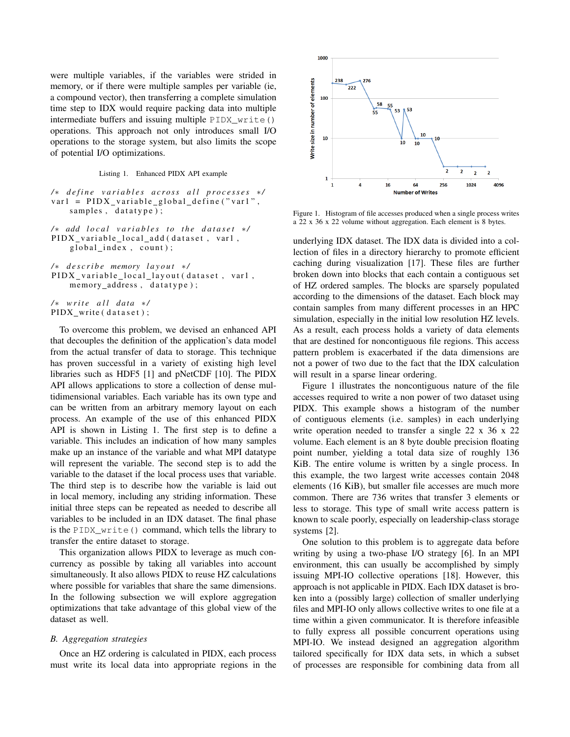were multiple variables, if the variables were strided in memory, or if there were multiple samples per variable (ie, a compound vector), then transferring a complete simulation time step to IDX would require packing data into multiple intermediate buffers and issuing multiple `PIDX_write()` operations. This approach not only introduces small I/O operations to the storage system, but also limits the scope of potential I/O optimizations.

Listing 1. Enhanced PIDX API example

```
/* define variables across all processes */
var1 = PIDX_variable_global_define("var1",
    samples, datatype);

/* add local variables to the dataset */
PIDX_variable_local_add(dataset, var1,
    global_index, count);

/* describe memory layout */
PIDX_variable_local_layout(dataset, var1,
    memory_address, datatype);

/* write all data */
PIDX_write(dataset);
```

To overcome this problem, we devised an enhanced API that decouples the definition of the application's data model from the actual transfer of data to storage. This technique has proven successful in a variety of existing high level libraries such as HDF5 [1] and pNetCDF [10]. The PIDX API allows applications to store a collection of dense multidimensional variables. Each variable has its own type and can be written from an arbitrary memory layout on each process. An example of the use of this enhanced PIDX API is shown in Listing 1. The first step is to define a variable. This includes an indication of how many samples make up an instance of the variable and what MPI datatype will represent the variable. The second step is to add the variable to the dataset if the local process uses that variable. The third step is to describe how the variable is laid out in local memory, including any striding information. These initial three steps can be repeated as needed to describe all variables to be included in an IDX dataset. The final phase is the `PIDX_write()` command, which tells the library to transfer the entire dataset to storage.

This organization allows PIDX to leverage as much concurrency as possible by taking all variables into account simultaneously. It also allows PIDX to reuse HZ calculations where possible for variables that share the same dimensions. In the following subsection we will explore aggregation optimizations that take advantage of this global view of the dataset as well.

### B. Aggregation strategies

Once an HZ ordering is calculated in PIDX, each process must write its local data into appropriate regions in the underlying IDX dataset. The IDX data is divided into a collection of files in a directory hierarchy to promote efficient caching during visualization [17]. These files are further broken down into blocks that each contain a contiguous set of HZ ordered samples. The blocks are sparsely populated according to the dimensions of the dataset. Each block may contain samples from many different processes in an HPC simulation, especially in the initial low resolution HZ levels. As a result, each process holds a variety of data elements that are destined for noncontiguous file regions. This access pattern problem is exacerbated if the data dimensions are not a power of two due to the fact that the IDX calculation will result in a sparse linear ordering.

Figure 1. Histogram of file accesses produced when a single process writes a 22 x 36 x 22 volume without aggregation. Each element is 8 bytes.

Figure 1 illustrates the noncontiguous nature of the file accesses required to write a non power of two dataset using PIDX. This example shows a histogram of the number of contiguous elements (i.e. samples) in each underlying write operation needed to transfer a single 22 x 36 x 22 volume. Each element is an 8 byte double precision floating point number, yielding a total data size of roughly 136 KiB. The entire volume is written by a single process. In this example, the two largest write accesses contain 2048 elements (16 KiB), but smaller file accesses are much more common. There are 736 writes that transfer 3 elements or less to storage. This type of small write access pattern is known to scale poorly, especially on leadership-class storage systems [2].

One solution to this problem is to aggregate data before writing by using a two-phase I/O strategy [6]. In an MPI environment, this can usually be accomplished by simply issuing MPI-IO collective operations [18]. However, this approach is not applicable in PIDX. Each IDX dataset is broken into a (possibly large) collection of smaller underlying files and MPI-IO only allows collective writes to one file at a time within a given communicator. It is therefore infeasible to fully express all possible concurrent operations using MPI-IO. We instead designed an aggregation algorithm tailored specifically for IDX data sets, in which a subset of processes are responsible for combining data from all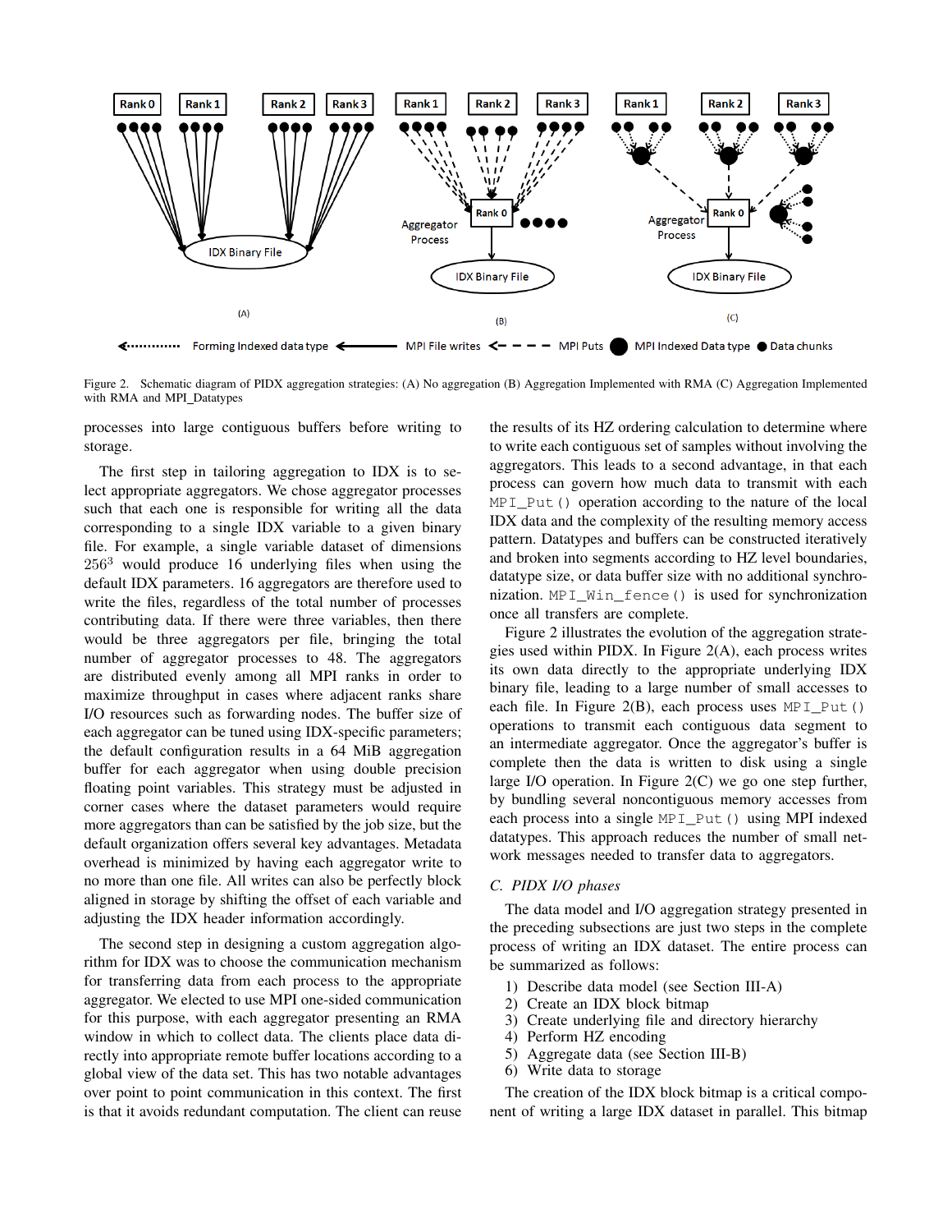Figure 2. Schematic diagram of PIDX aggregation strategies: (A) No aggregation (B) Aggregation Implemented with RMA (C) Aggregation Implemented with RMA and MPI_Datatypes

processes into large contiguous buffers before writing to storage.

The first step in tailoring aggregation to IDX is to select appropriate aggregators. We chose aggregator processes such that each one is responsible for writing all the data corresponding to a single IDX variable to a given binary file. For example, a single variable dataset of dimensions $256^3$ would produce 16 underlying files when using the default IDX parameters. 16 aggregators are therefore used to write the files, regardless of the total number of processes contributing data. If there were three variables, then there would be three aggregators per file, bringing the total number of aggregator processes to 48. The aggregators are distributed evenly among all MPI ranks in order to maximize throughput in cases where adjacent ranks share I/O resources such as forwarding nodes. The buffer size of each aggregator can be tuned using IDX-specific parameters; the default configuration results in a 64 MiB aggregation buffer for each aggregator when using double precision floating point variables. This strategy must be adjusted in corner cases where the dataset parameters would require more aggregators than can be satisfied by the job size, but the default organization offers several key advantages. Metadata overhead is minimized by having each aggregator write to no more than one file. All writes can also be perfectly block aligned in storage by shifting the offset of each variable and adjusting the IDX header information accordingly.

The second step in designing a custom aggregation algorithm for IDX was to choose the communication mechanism for transferring data from each process to the appropriate aggregator. We elected to use MPI one-sided communication for this purpose, with each aggregator presenting an RMA window in which to collect data. The clients place data directly into appropriate remote buffer locations according to a global view of the data set. This has two notable advantages over point to point communication in this context. The first is that it avoids redundant computation. The client can reuse the results of its HZ ordering calculation to determine where to write each contiguous set of samples without involving the aggregators. This leads to a second advantage, in that each process can govern how much data to transmit with each `MPI_Put()` operation according to the nature of the local IDX data and the complexity of the resulting memory access pattern. Datatypes and buffers can be constructed iteratively and broken into segments according to HZ level boundaries, datatype size, or data buffer size with no additional synchronization. `MPI_Win_fence()` is used for synchronization once all transfers are complete.

Figure 2 illustrates the evolution of the aggregation strategies used within PIDX. In Figure 2(A), each process writes its own data directly to the appropriate underlying IDX binary file, leading to a large number of small accesses to each file. In Figure 2(B), each process uses `MPI_Put()` operations to transmit each contiguous data segment to an intermediate aggregator. Once the aggregator's buffer is complete then the data is written to disk using a single large I/O operation. In Figure 2(C) we go one step further, by bundling several noncontiguous memory accesses from each process into a single `MPI_Put()` using MPI indexed datatypes. This approach reduces the number of small network messages needed to transfer data to aggregators.

### C. PIDX I/O phases

The data model and I/O aggregation strategy presented in the preceding subsections are just two steps in the complete process of writing an IDX dataset. The entire process can be summarized as follows:

1) Describe data model (see Section III-A)
2) Create an IDX block bitmap
3) Create underlying file and directory hierarchy
4) Perform HZ encoding
5) Aggregate data (see Section III-B)
6) Write data to storage

The creation of the IDX block bitmap is a critical component of writing a large IDX dataset in parallel. This bitmap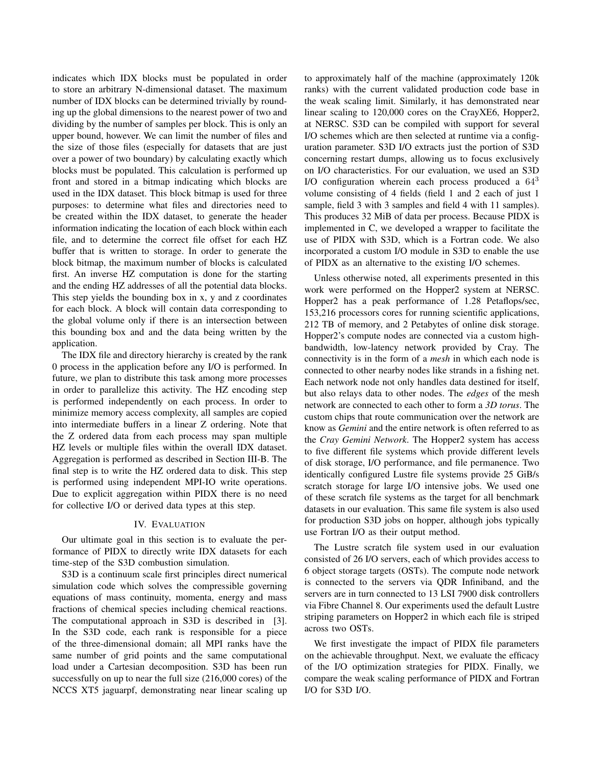indicates which IDX blocks must be populated in order to store an arbitrary N-dimensional dataset. The maximum number of IDX blocks can be determined trivially by rounding up the global dimensions to the nearest power of two and dividing by the number of samples per block. This is only an upper bound, however. We can limit the number of files and the size of those files (especially for datasets that are just over a power of two boundary) by calculating exactly which blocks must be populated. This calculation is performed up front and stored in a bitmap indicating which blocks are used in the IDX dataset. This block bitmap is used for three purposes: to determine what files and directories need to be created within the IDX dataset, to generate the header information indicating the location of each block within each file, and to determine the correct file offset for each HZ buffer that is written to storage. In order to generate the block bitmap, the maximum number of blocks is calculated first. An inverse HZ computation is done for the starting and the ending HZ addresses of all the potential data blocks. This step yields the bounding box in x, y and z coordinates for each block. A block will contain data corresponding to the global volume only if there is an intersection between this bounding box and and the data being written by the application.

The IDX file and directory hierarchy is created by the rank 0 process in the application before any I/O is performed. In future, we plan to distribute this task among more processes in order to parallelize this activity. The HZ encoding step is performed independently on each process. In order to minimize memory access complexity, all samples are copied into intermediate buffers in a linear Z ordering. Note that the Z ordered data from each process may span multiple HZ levels or multiple files within the overall IDX dataset. Aggregation is performed as described in Section III-B. The final step is to write the HZ ordered data to disk. This step is performed using independent MPI-IO write operations. Due to explicit aggregation within PIDX there is no need for collective I/O or derived data types at this step.

## IV. Evaluation

Our ultimate goal in this section is to evaluate the performance of PIDX to directly write IDX datasets for each time-step of the S3D combustion simulation.

S3D is a continuum scale first principles direct numerical simulation code which solves the compressible governing equations of mass continuity, momenta, energy and mass fractions of chemical species including chemical reactions. The computational approach in S3D is described in [3]. In the S3D code, each rank is responsible for a piece of the three-dimensional domain; all MPI ranks have the same number of grid points and the same computational load under a Cartesian decomposition. S3D has been run successfully on up to near the full size (216,000 cores) of the NCCS XT5 jaguarpf, demonstrating near linear scaling up to approximately half of the machine (approximately 120k ranks) with the current validated production code base in the weak scaling limit. Similarly, it has demonstrated near linear scaling to 120,000 cores on the CrayXE6, Hopper2, at NERSC. S3D can be compiled with support for several I/O schemes which are then selected at runtime via a configuration parameter. S3D I/O extracts just the portion of S3D concerning restart dumps, allowing us to focus exclusively on I/O characteristics. For our evaluation, we used an S3D I/O configuration wherein each process produced a $64^3$ volume consisting of 4 fields (field 1 and 2 each of just 1 sample, field 3 with 3 samples and field 4 with 11 samples). This produces 32 MiB of data per process. Because PIDX is implemented in C, we developed a wrapper to facilitate the use of PIDX with S3D, which is a Fortran code. We also incorporated a custom I/O module in S3D to enable the use of PIDX as an alternative to the existing I/O schemes.

Unless otherwise noted, all experiments presented in this work were performed on the Hopper2 system at NERSC. Hopper2 has a peak performance of 1.28 Petaflops/sec, 153,216 processors cores for running scientific applications, 212 TB of memory, and 2 Petabytes of online disk storage. Hopper2's compute nodes are connected via a custom high-bandwidth, low-latency network provided by Cray. The connectivity is in the form of a *mesh* in which each node is connected to other nearby nodes like strands in a fishing net. Each network node not only handles data destined for itself, but also relays data to other nodes. The *edges* of the mesh network are connected to each other to form a *3D torus*. The custom chips that route communication over the network are know as *Gemini* and the entire network is often referred to as the *Cray Gemini Network*. The Hopper2 system has access to five different file systems which provide different levels of disk storage, I/O performance, and file permanence. Two identically configured Lustre file systems provide 25 GiB/s scratch storage for large I/O intensive jobs. We used one of these scratch file systems as the target for all benchmark datasets in our evaluation. This same file system is also used for production S3D jobs on hopper, although jobs typically use Fortran I/O as their output method.

The Lustre scratch file system used in our evaluation consisted of 26 I/O servers, each of which provides access to 6 object storage targets (OSTs). The compute node network is connected to the servers via QDR Infiniband, and the servers are in turn connected to 13 LSI 7900 disk controllers via Fibre Channel 8. Our experiments used the default Lustre striping parameters on Hopper2 in which each file is striped across two OSTs.

We first investigate the impact of PIDX file parameters on the achievable throughput. Next, we evaluate the efficacy of the I/O optimization strategies for PIDX. Finally, we compare the weak scaling performance of PIDX and Fortran I/O for S3D I/O.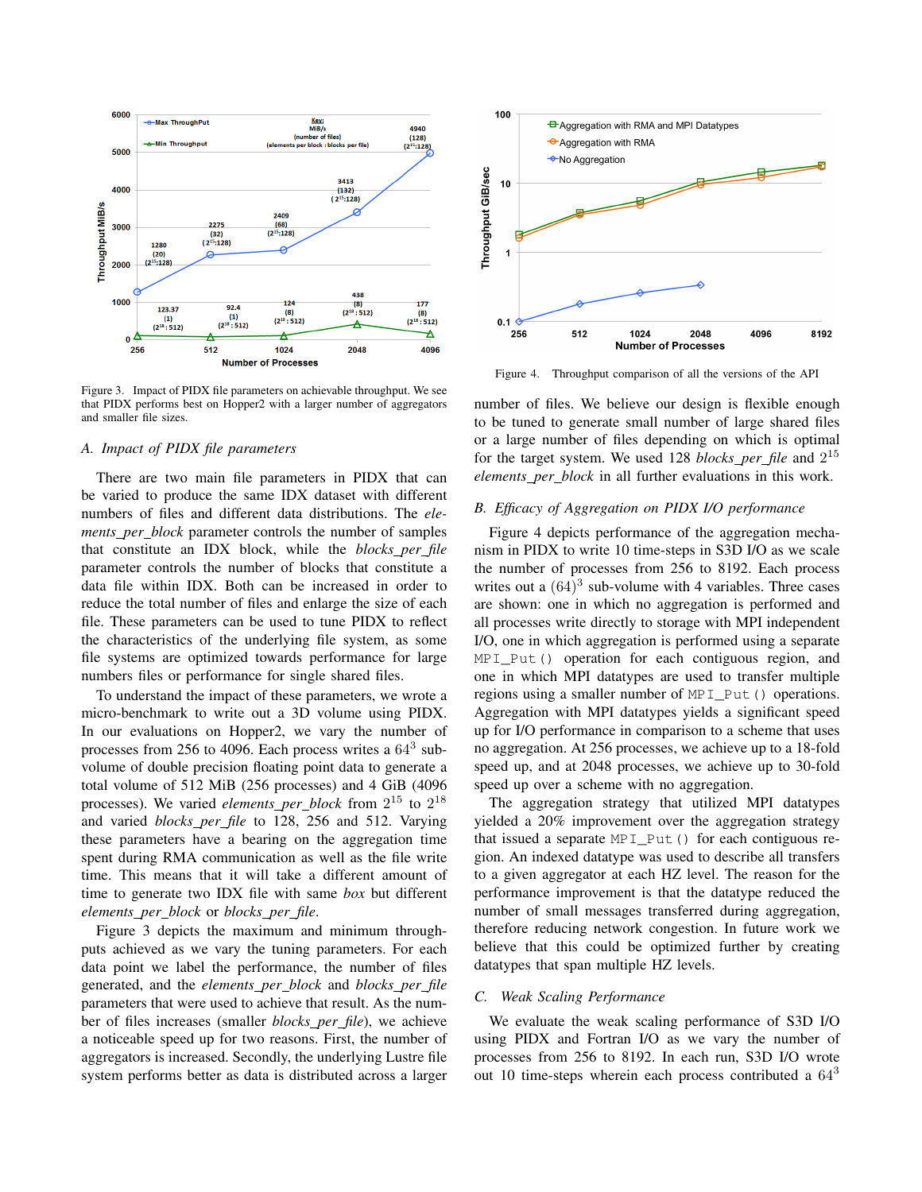Figure 3. Impact of PIDX file parameters on achievable throughput. We see that PIDX performs best on Hopper2 with a larger number of aggregators and smaller file sizes.

### A. Impact of PIDX file parameters

There are two main file parameters in PIDX that can be varied to produce the same IDX dataset with different numbers of files and different data distributions. The *elements_per_block* parameter controls the number of samples that constitute an IDX block, while the *blocks_per_file* parameter controls the number of blocks that constitute a data file within IDX. Both can be increased in order to reduce the total number of files and enlarge the size of each file. These parameters can be used to tune PIDX to reflect the characteristics of the underlying file system, as some file systems are optimized towards performance for large numbers files or performance for single shared files.

To understand the impact of these parameters, we wrote a micro-benchmark to write out a 3D volume using PIDX. In our evaluations on Hopper2, we vary the number of processes from 256 to 4096. Each process writes a $64^3$ sub-volume of double precision floating point data to generate a total volume of 512 MiB (256 processes) and 4 GiB (4096 processes). We varied *elements_per_block* from $2^{15}$ to $2^{18}$ and varied *blocks_per_file* to 128, 256 and 512. Varying these parameters have a bearing on the aggregation time spent during RMA communication as well as the file write time. This means that it will take a different amount of time to generate two IDX file with same *box* but different *elements_per_block* or *blocks_per_file*.

Figure 3 depicts the maximum and minimum throughputs achieved as we vary the tuning parameters. For each data point we label the performance, the number of files generated, and the *elements_per_block* and *blocks_per_file* parameters that were used to achieve that result. As the number of files increases (smaller *blocks_per_file*), we achieve a noticeable speed up for two reasons. First, the number of aggregators is increased. Secondly, the underlying Lustre file system performs better as data is distributed across a larger number of files. We believe our design is flexible enough to be tuned to generate small number of large shared files or a large number of files depending on which is optimal for the target system. We used 128 *blocks_per_file* and $2^{15}$ *elements_per_block* in all further evaluations in this work.

Figure 4. Throughput comparison of all the versions of the API

### B. Efficacy of Aggregation on PIDX I/O performance

Figure 4 depicts performance of the aggregation mechanism in PIDX to write 10 time-steps in S3D I/O as we scale the number of processes from 256 to 8192. Each process writes out a $(64)^3$ sub-volume with 4 variables. Three cases are shown: one in which no aggregation is performed and all processes write directly to storage with MPI independent I/O, one in which aggregation is performed using a separate `MPI_Put()` operation for each contiguous region, and one in which MPI datatypes are used to transfer multiple regions using a smaller number of `MPI_Put()` operations. Aggregation with MPI datatypes yields a significant speed up for I/O performance in comparison to a scheme that uses no aggregation. At 256 processes, we achieve up to a 18-fold speed up, and at 2048 processes, we achieve up to 30-fold speed up over a scheme with no aggregation.

The aggregation strategy that utilized MPI datatypes yielded a 20% improvement over the aggregation strategy that issued a separate `MPI_Put()` for each contiguous region. An indexed datatype was used to describe all transfers to a given aggregator at each HZ level. The reason for the performance improvement is that the datatype reduced the number of small messages transferred during aggregation, therefore reducing network congestion. In future work we believe that this could be optimized further by creating datatypes that span multiple HZ levels.

### C. Weak Scaling Performance

We evaluate the weak scaling performance of S3D I/O using PIDX and Fortran I/O as we vary the number of processes from 256 to 8192. In each run, S3D I/O wrote out 10 time-steps wherein each process contributed a $64^3$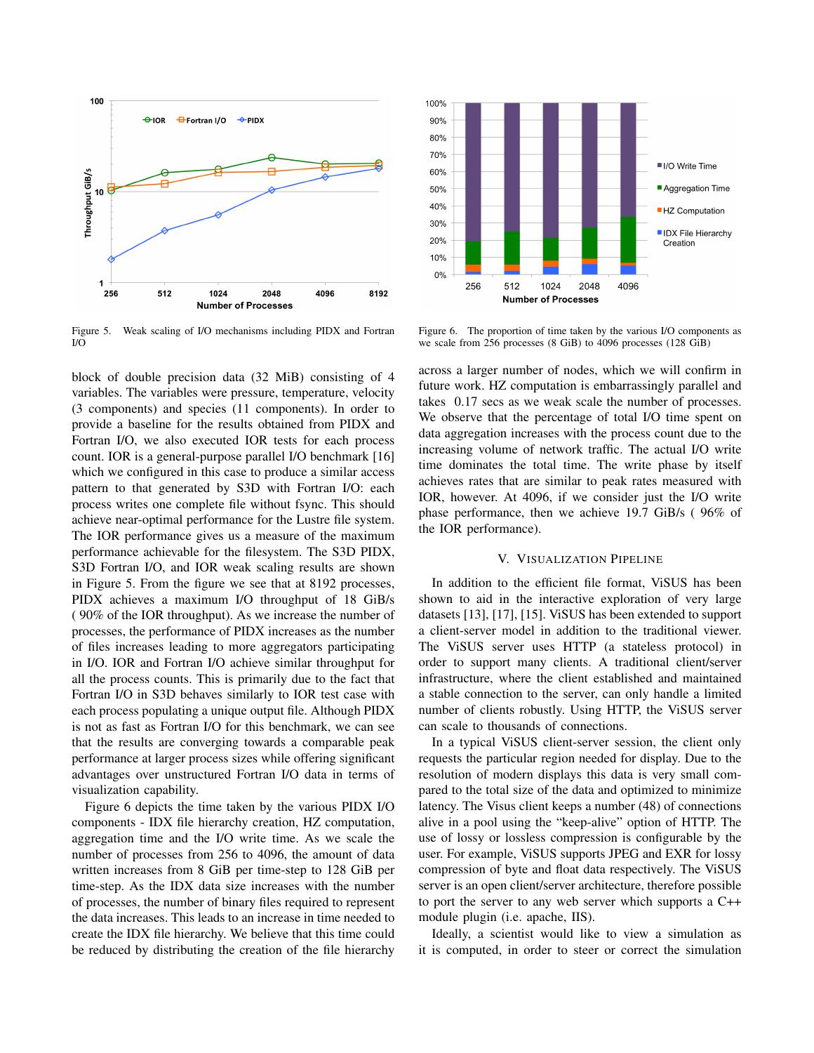Figure 5. Weak scaling of I/O mechanisms including PIDX and Fortran I/O

Figure 6. The proportion of time taken by the various I/O components as we scale from 256 processes (8 GiB) to 4096 processes (128 GiB)

block of double precision data (32 MiB) consisting of 4 variables. The variables were pressure, temperature, velocity (3 components) and species (11 components). In order to provide a baseline for the results obtained from PIDX and Fortran I/O, we also executed IOR tests for each process count. IOR is a general-purpose parallel I/O benchmark [16] which we configured in this case to produce a similar access pattern to that generated by S3D with Fortran I/O: each process writes one complete file without fsync. This should achieve near-optimal performance for the Lustre file system. The IOR performance gives us a measure of the maximum performance achievable for the filesystem. The S3D PIDX, S3D Fortran I/O, and IOR weak scaling results are shown in Figure 5. From the figure we see that at 8192 processes, PIDX achieves a maximum I/O throughput of 18 GiB/s ( 90% of the IOR throughput). As we increase the number of processes, the performance of PIDX increases as the number of files increases leading to more aggregators participating in I/O. IOR and Fortran I/O achieve similar throughput for all the process counts. This is primarily due to the fact that Fortran I/O in S3D behaves similarly to IOR test case with each process populating a unique output file. Although PIDX is not as fast as Fortran I/O for this benchmark, we can see that the results are converging towards a comparable peak performance at larger process sizes while offering significant advantages over unstructured Fortran I/O data in terms of visualization capability.

Figure 6 depicts the time taken by the various PIDX I/O components - IDX file hierarchy creation, HZ computation, aggregation time and the I/O write time. As we scale the number of processes from 256 to 4096, the amount of data written increases from 8 GiB per time-step to 128 GiB per time-step. As the IDX data size increases with the number of processes, the number of binary files required to represent the data increases. This leads to an increase in time needed to create the IDX file hierarchy. We believe that this time could be reduced by distributing the creation of the file hierarchy across a larger number of nodes, which we will confirm in future work. HZ computation is embarrassingly parallel and takes 0.17 secs as we weak scale the number of processes. We observe that the percentage of total I/O time spent on data aggregation increases with the process count due to the increasing volume of network traffic. The actual I/O write time dominates the total time. The write phase by itself achieves rates that are similar to peak rates measured with IOR, however. At 4096, if we consider just the I/O write phase performance, then we achieve 19.7 GiB/s ( 96% of the IOR performance).

## V. Visualization Pipeline

In addition to the efficient file format, ViSUS has been shown to aid in the interactive exploration of very large datasets [13], [17], [15]. ViSUS has been extended to support a client-server model in addition to the traditional viewer. The ViSUS server uses HTTP (a stateless protocol) in order to support many clients. A traditional client/server infrastructure, where the client established and maintained a stable connection to the server, can only handle a limited number of clients robustly. Using HTTP, the ViSUS server can scale to thousands of connections.

In a typical ViSUS client-server session, the client only requests the particular region needed for display. Due to the resolution of modern displays this data is very small compared to the total size of the data and optimized to minimize latency. The Visus client keeps a number (48) of connections alive in a pool using the "keep-alive" option of HTTP. The use of lossy or lossless compression is configurable by the user. For example, ViSUS supports JPEG and EXR for lossy compression of byte and float data respectively. The ViSUS server is an open client/server architecture, therefore possible to port the server to any web server which supports a C++ module plugin (i.e. apache, IIS).

Ideally, a scientist would like to view a simulation as it is computed, in order to steer or correct the simulation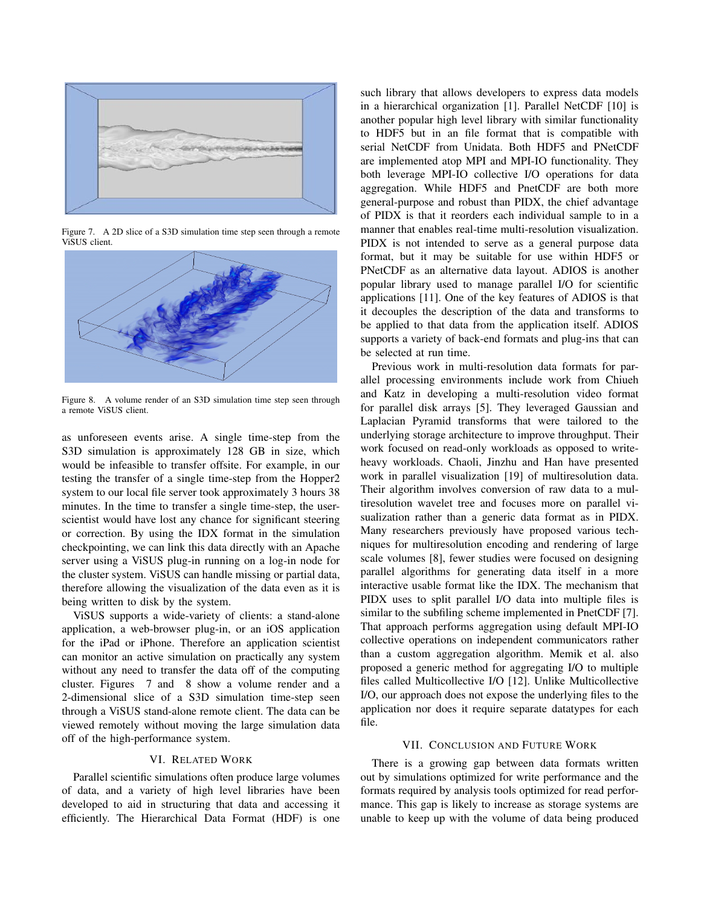Figure 7. A 2D slice of a S3D simulation time step seen through a remote ViSUS client.

Figure 8. A volume render of an S3D simulation time step seen through a remote ViSUS client.

as unforeseen events arise. A single time-step from the S3D simulation is approximately 128 GB in size, which would be infeasible to transfer offsite. For example, in our testing the transfer of a single time-step from the Hopper2 system to our local file server took approximately 3 hours 38 minutes. In the time to transfer a single time-step, the user-scientist would have lost any chance for significant steering or correction. By using the IDX format in the simulation checkpointing, we can link this data directly with an Apache server using a ViSUS plug-in running on a log-in node for the cluster system. ViSUS can handle missing or partial data, therefore allowing the visualization of the data even as it is being written to disk by the system.

ViSUS supports a wide-variety of clients: a stand-alone application, a web-browser plug-in, or an iOS application for the iPad or iPhone. Therefore an application scientist can monitor an active simulation on practically any system without any need to transfer the data off of the computing cluster. Figures 7 and 8 show a volume render and a 2-dimensional slice of a S3D simulation time-step seen through a ViSUS stand-alone remote client. The data can be viewed remotely without moving the large simulation data off of the high-performance system.

## VI. Related Work

Parallel scientific simulations often produce large volumes of data, and a variety of high level libraries have been developed to aid in structuring that data and accessing it efficiently. The Hierarchical Data Format (HDF) is one such library that allows developers to express data models in a hierarchical organization [1]. Parallel NetCDF [10] is another popular high level library with similar functionality to HDF5 but in an file format that is compatible with serial NetCDF from Unidata. Both HDF5 and PNetCDF are implemented atop MPI and MPI-IO functionality. They both leverage MPI-IO collective I/O operations for data aggregation. While HDF5 and PnetCDF are both more general-purpose and robust than PIDX, the chief advantage of PIDX is that it reorders each individual sample to in a manner that enables real-time multi-resolution visualization. PIDX is not intended to serve as a general purpose data format, but it may be suitable for use within HDF5 or PNetCDF as an alternative data layout. ADIOS is another popular library used to manage parallel I/O for scientific applications [11]. One of the key features of ADIOS is that it decouples the description of the data and transforms to be applied to that data from the application itself. ADIOS supports a variety of back-end formats and plug-ins that can be selected at run time.

Previous work in multi-resolution data formats for parallel processing environments include work from Chiueh and Katz in developing a multi-resolution video format for parallel disk arrays [5]. They leveraged Gaussian and Laplacian Pyramid transforms that were tailored to the underlying storage architecture to improve throughput. Their work focused on read-only workloads as opposed to write-heavy workloads. Chaoli, Jinzhu and Han have presented work in parallel visualization [19] of multiresolution data. Their algorithm involves conversion of raw data to a multiresolution wavelet tree and focuses more on parallel visualization rather than a generic data format as in PIDX. Many researchers previously have proposed various techniques for multiresolution encoding and rendering of large scale volumes [8], fewer studies were focused on designing parallel algorithms for generating data itself in a more interactive usable format like the IDX. The mechanism that PIDX uses to split parallel I/O data into multiple files is similar to the subfiling scheme implemented in PnetCDF [7]. That approach performs aggregation using default MPI-IO collective operations on independent communicators rather than a custom aggregation algorithm. Memik et al. also proposed a generic method for aggregating I/O to multiple files called Multicollective I/O [12]. Unlike Multicollective I/O, our approach does not expose the underlying files to the application nor does it require separate datatypes for each file.

## VII. Conclusion and Future Work

There is a growing gap between data formats written out by simulations optimized for write performance and the formats required by analysis tools optimized for read performance. This gap is likely to increase as storage systems are unable to keep up with the volume of data being produced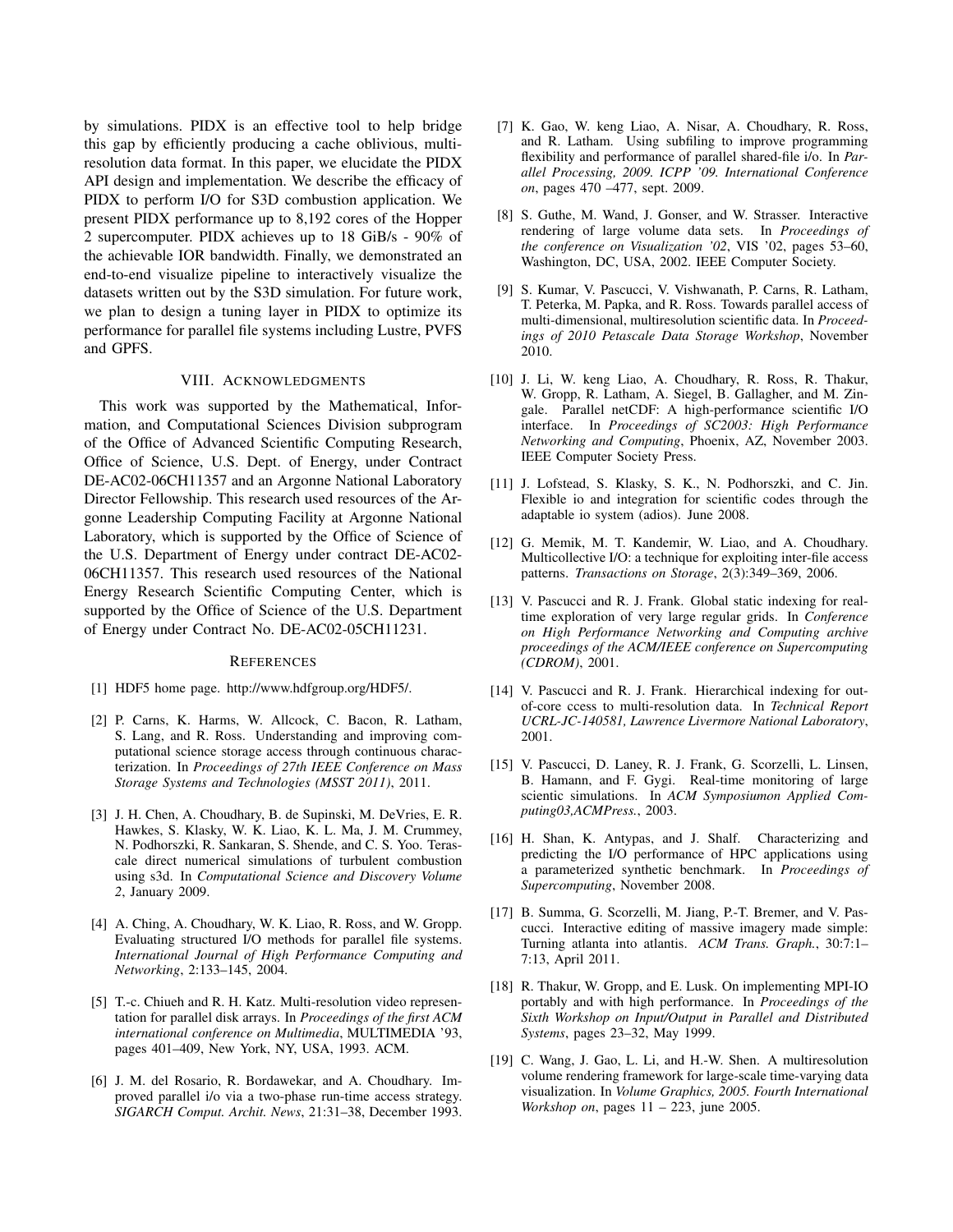by simulations. PIDX is an effective tool to help bridge this gap by efficiently producing a cache oblivious, multi-resolution data format. In this paper, we elucidate the PIDX API design and implementation. We describe the efficacy of PIDX to perform I/O for S3D combustion application. We present PIDX performance up to 8,192 cores of the Hopper 2 supercomputer. PIDX achieves up to 18 GiB/s - 90% of the achievable IOR bandwidth. Finally, we demonstrated an end-to-end visualize pipeline to interactively visualize the datasets written out by the S3D simulation. For future work, we plan to design a tuning layer in PIDX to optimize its performance for parallel file systems including Lustre, PVFS and GPFS.

## VIII. Acknowledgments

This work was supported by the Mathematical, Information, and Computational Sciences Division subprogram of the Office of Advanced Scientific Computing Research, Office of Science, U.S. Dept. of Energy, under Contract DE-AC02-06CH11357 and an Argonne National Laboratory Director Fellowship. This research used resources of the Argonne Leadership Computing Facility at Argonne National Laboratory, which is supported by the Office of Science of the U.S. Department of Energy under contract DE-AC02-06CH11357. This research used resources of the National Energy Research Scientific Computing Center, which is supported by the Office of Science of the U.S. Department of Energy under Contract No. DE-AC02-05CH11231.

## References

[1] HDF5 home page. http://www.hdfgroup.org/HDF5/.

[2] P. Carns, K. Harms, W. Allcock, C. Bacon, R. Latham, S. Lang, and R. Ross. Understanding and improving computational science storage access through continuous characterization. In *Proceedings of 27th IEEE Conference on Mass Storage Systems and Technologies (MSST 2011)*, 2011.

[3] J. H. Chen, A. Choudhary, B. de Supinski, M. DeVries, E. R. Hawkes, S. Klasky, W. K. Liao, K. L. Ma, J. M. Crummey, N. Podhorszki, R. Sankaran, S. Shende, and C. S. Yoo. Terascale direct numerical simulations of turbulent combustion using s3d. In *Computational Science and Discovery Volume 2*, January 2009.

[4] A. Ching, A. Choudhary, W. K. Liao, R. Ross, and W. Gropp. Evaluating structured I/O methods for parallel file systems. *International Journal of High Performance Computing and Networking*, 2:133–145, 2004.

[5] T.-c. Chiueh and R. H. Katz. Multi-resolution video representation for parallel disk arrays. In *Proceedings of the first ACM international conference on Multimedia*, MULTIMEDIA '93, pages 401–409, New York, NY, USA, 1993. ACM.

[6] J. M. del Rosario, R. Bordawekar, and A. Choudhary. Improved parallel i/o via a two-phase run-time access strategy. *SIGARCH Comput. Archit. News*, 21:31–38, December 1993.

[7] K. Gao, W. keng Liao, A. Nisar, A. Choudhary, R. Ross, and R. Latham. Using subfiling to improve programming flexibility and performance of parallel shared-file i/o. In *Parallel Processing, 2009. ICPP '09. International Conference on*, pages 470 –477, sept. 2009.

[8] S. Guthe, M. Wand, J. Gonser, and W. Strasser. Interactive rendering of large volume data sets. In *Proceedings of the conference on Visualization '02*, VIS '02, pages 53–60, Washington, DC, USA, 2002. IEEE Computer Society.

[9] S. Kumar, V. Pascucci, V. Vishwanath, P. Carns, R. Latham, T. Peterka, M. Papka, and R. Ross. Towards parallel access of multi-dimensional, multiresolution scientific data. In *Proceedings of 2010 Petascale Data Storage Workshop*, November 2010.

[10] J. Li, W. keng Liao, A. Choudhary, R. Ross, R. Thakur, W. Gropp, R. Latham, A. Siegel, B. Gallagher, and M. Zingale. Parallel netCDF: A high-performance scientific I/O interface. In *Proceedings of SC2003: High Performance Networking and Computing*, Phoenix, AZ, November 2003. IEEE Computer Society Press.

[11] J. Lofstead, S. Klasky, S. K., N. Podhorszki, and C. Jin. Flexible io and integration for scientific codes through the adaptable io system (adios). June 2008.

[12] G. Memik, M. T. Kandemir, W. Liao, and A. Choudhary. Multicollective I/O: a technique for exploiting inter-file access patterns. *Transactions on Storage*, 2(3):349–369, 2006.

[13] V. Pascucci and R. J. Frank. Global static indexing for real-time exploration of very large regular grids. In *Conference on High Performance Networking and Computing archive proceedings of the ACM/IEEE conference on Supercomputing (CDROM)*, 2001.

[14] V. Pascucci and R. J. Frank. Hierarchical indexing for out-of-core ccess to multi-resolution data. In *Technical Report UCRL-JC-140581, Lawrence Livermore National Laboratory*, 2001.

[15] V. Pascucci, D. Laney, R. J. Frank, G. Scorzelli, L. Linsen, B. Hamann, and F. Gygi. Real-time monitoring of large scientic simulations. In *ACM Symposiumon Applied Computing03,ACMPress.*, 2003.

[16] H. Shan, K. Antypas, and J. Shalf. Characterizing and predicting the I/O performance of HPC applications using a parameterized synthetic benchmark. In *Proceedings of Supercomputing*, November 2008.

[17] B. Summa, G. Scorzelli, M. Jiang, P.-T. Bremer, and V. Pascucci. Interactive editing of massive imagery made simple: Turning atlanta into atlantis. *ACM Trans. Graph.*, 30:7:1–7:13, April 2011.

[18] R. Thakur, W. Gropp, and E. Lusk. On implementing MPI-IO portably and with high performance. In *Proceedings of the Sixth Workshop on Input/Output in Parallel and Distributed Systems*, pages 23–32, May 1999.

[19] C. Wang, J. Gao, L. Li, and H.-W. Shen. A multiresolution volume rendering framework for large-scale time-varying data visualization. In *Volume Graphics, 2005. Fourth International Workshop on*, pages 11 – 223, june 2005.